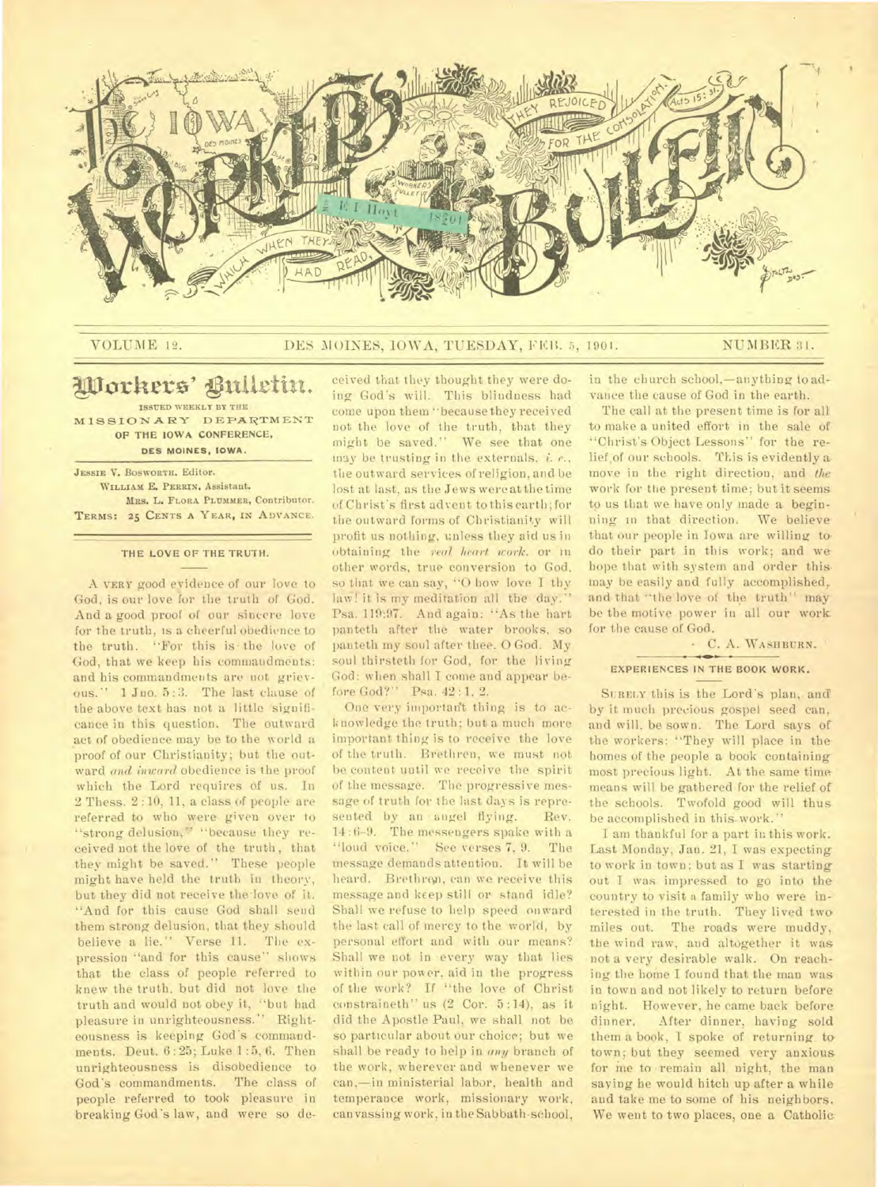VOLUME 12. DES MOINES, IOWA, TUESDAY, FEB. 5, 1901. NUMBER 31.

# Workers' Bulletin.

ISSUED WEEKLY BY THE
MISSIONARY DEPARTMENT
OF THE IOWA CONFERENCE,
DES MOINES, IOWA.

JESSIE V. BOSWORTH, Editor.
WILLIAM E. PERRIN, Assistant.
MRS. L. FLORA PLUMMER, Contributor.
TERMS: 25 CENTS A YEAR, IN ADVANCE.

## THE LOVE OF THE TRUTH.

A VERY good evidence of our love to God, is our love for the truth of God. And a good proof of our sincere love for the truth, is a cheerful obedience to the truth. "For this is the love of God, that we keep his commandments: and his commandments are not grievous." 1 Jno. 5:3. The last clause of the above text has not a little significance in this question. The outward act of obedience may be to the world a proof of our Christianity; but the outward *and inward* obedience is the proof which the Lord requires of us. In 2 Thess. 2:10, 11, a class of people are referred to who were given over to "strong delusion," "because they received not the love of the truth, that they might be saved." These people might have held the truth in theory, but they did not receive the love of it. "And for this cause God shall send them strong delusion, that they should believe a lie." Verse 11. The expression "and for this cause" shows that the class of people referred to knew the truth, but did not love the truth and would not obey it, "but had pleasure in unrighteousness." Righteousness is keeping God's commandments. Deut. 6:25; Luke 1:5, 6. Then unrighteousness is disobedience to God's commandments. The class of people referred to took pleasure in breaking God's law, and were so deceived that they thought they were doing God's will. This blindness had come upon them "because they received not the love of the truth, that they might be saved." We see that one may be trusting in the externals, *i. e.*, the outward services of religion, and be lost at last, as the Jews were at the time of Christ's first advent to this earth; for the outward forms of Christianity will profit us nothing, unless they aid us in obtaining the *real heart work*, or in other words, true conversion to God, so that we can say, "O how love I thy law! it is my meditation all the day." Psa. 119:97. And again: "As the hart panteth after the water brooks, so panteth my soul after thee, O God. My soul thirsteth for God, for the living God: when shall I come and appear before God?" Psa. 42:1, 2.

One very important thing is to acknowledge the truth; but a much more important thing is to receive the love of the truth. Brethren, we must not be content until we receive the spirit of the message. The progressive message of truth for the last days is represented by an angel flying. Rev. 14:6-9. The messengers spake with a "loud voice." See verses 7, 9. The message demands attention. It will be heard. Brethren, can we receive this message and keep still or stand idle? Shall we refuse to help speed onward the last call of mercy to the world, by personal effort and with our means? Shall we not in every way that lies within our power, aid in the progress of the work? If "the love of Christ constraineth" us (2 Cor. 5:14), as it did the Apostle Paul, we shall not be so particular about our choice; but we shall be ready to help in *any* branch of the work, wherever and whenever we can,—in ministerial labor, health and temperance work, missionary work, canvassing work, in the Sabbath-school, in the church school,—anything to advance the cause of God in the earth.

The call at the present time is for all to make a united effort in the sale of "Christ's Object Lessons" for the relief of our schools. This is evidently a move in the right direction, and *the* work for the present time; but it seems to us that we have only made a beginning in that direction. We believe that our people in Iowa are willing to do their part in this work; and we hope that with system and order this may be easily and fully accomplished, and that "the love of the truth" may be the motive power in all our work for the cause of God.

C. A. WASHBURN.

## EXPERIENCES IN THE BOOK WORK.

SURELY this is the Lord's plan, and by it much precious gospel seed can, and will, be sown. The Lord says of the workers: "They will place in the homes of the people a book containing most precious light. At the same time means will be gathered for the relief of the schools. Twofold good will thus be accomplished in this work."

I am thankful for a part in this work. Last Monday, Jan. 21, I was expecting to work in town; but as I was starting out I was impressed to go into the country to visit a family who were interested in the truth. They lived two miles out. The roads were muddy, the wind raw, and altogether it was not a very desirable walk. On reaching the home I found that the man was in town and not likely to return before night. However, he came back before dinner. After dinner, having sold them a book, I spoke of returning to town; but they seemed very anxious for me to remain all night, the man saying he would hitch up after a while and take me to some of his neighbors. We went to two places, one a Catholic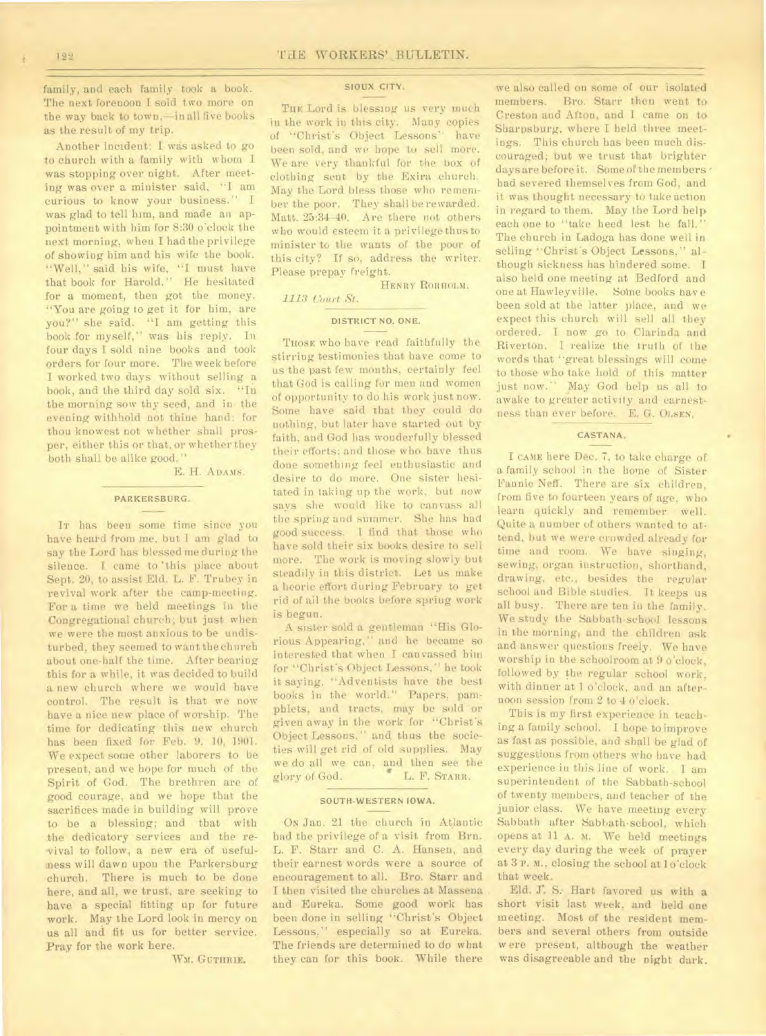family, and each family took a book. The next forenoon I sold two more on the way back to town,—in all five books as the result of my trip.

Another incident: I was asked to go to church with a family with whom I was stopping over night. After meeting was over a minister said, "I am curious to know your business." I was glad to tell him, and made an appointment with him for 8:30 o'clock the next morning, when I had the privilege of showing him and his wife the book. "Well," said his wife, "I must have that book for Harold." He hesitated for a moment, then got the money. "You are going to get it for him, are you?" she said. "I am getting this book for myself," was his reply. In four days I sold nine books and took orders for four more. The week before I worked two days without selling a book, and the third day sold six. "In the morning sow thy seed, and in the evening withhold not thine hand: for thou knowest not whether shall prosper, either this or that, or whether they both shall be alike good."

E. H. ADAMS.

## PARKERSBURG.

IT has been some time since you have heard from me, but I am glad to say the Lord has blessed me during the silence. I came to this place about Sept. 20, to assist Eld. L. F. Trubey in revival work after the camp-meeting. For a time we held meetings in the Congregational church; but just when we were the most anxious to be undisturbed, they seemed to want the church about one-half the time. After bearing this for a while, it was decided to build a new church where we would have control. The result is that we now have a nice new place of worship. The time for dedicating this new church has been fixed for Feb. 9, 10, 1901. We expect some other laborers to be present, and we hope for much of the Spirit of God. The brethren are of good courage, and we hope that the sacrifices made in building will prove to be a blessing; and that with the dedicatory services and the revival to follow, a new era of usefulness will dawn upon the Parkersburg church. There is much to be done here, and all, we trust, are seeking to have a special fitting up for future work. May the Lord look in mercy on us all and fit us for better service. Pray for the work here.

WM. GUTHRIE.

## SIOUX CITY.

THE Lord is blessing us very much in the work in this city. Many copies of "Christ's Object Lessons" have been sold, and we hope to sell more. We are very thankful for the box of clothing sent by the Exira church. May the Lord bless those who remember the poor. They shall be rewarded. Matt. 25:34-40. Are there not others who would esteem it a privilege thus to minister to the wants of the poor of this city? If so, address the writer. Please prepay freight.

HENRY ROBHOLM.

*1113 Court St.*

## DISTRICT NO. ONE.

THOSE who have read faithfully the stirring testimonies that have come to us the past few months, certainly feel that God is calling for men and women of opportunity to do his work just now. Some have said that they could do nothing, but later have started out by faith, and God has wonderfully blessed their efforts; and those who have thus done something feel enthusiastic and desire to do more. One sister hesitated in taking up the work, but now says she would like to canvass all the spring and summer. She has had good success. I find that those who have sold their six books desire to sell more. The work is moving slowly but steadily in this district. Let us make a heroic effort during February to get rid of all the books before spring work is begun.

A sister sold a gentleman "His Glorious Appearing," and he became so interested that when I canvassed him for "Christ's Object Lessons," he took it saying, "Adventists have the best books in the world." Papers, pamphlets, and tracts, may be sold or given away in the work for "Christ's Object Lessons," and thus the societies will get rid of old supplies. May we do all we can, and then see the glory of God.

L. F. STARR.

## SOUTH-WESTERN IOWA.

ON Jan. 21 the church in Atlantic had the privilege of a visit from Brn. L. F. Starr and C. A. Hansen, and their earnest words were a source of encouragement to all. Bro. Starr and I then visited the churches at Massena and Eureka. Some good work has been done in selling "Christ's Object Lessons," especially so at Eureka. The friends are determined to do what they can for this book. While there we also called on some of our isolated members. Bro. Starr then went to Creston and Afton, and I came on to Sharpsburg, where I held three meetings. This church has been much discouraged; but we trust that brighter days are before it. Some of the members had severed themselves from God, and it was thought necessary to take action in regard to them. May the Lord help each one to "take heed lest he fall." The church in Ladoga has done well in selling "Christ's Object Lessons," although sickness has hindered some. I also held one meeting at Bedford and one at Hawleyville. Some books have been sold at the latter place, and we expect this church will sell all they ordered. I now go to Clarinda and Riverton. I realize the truth of the words that "great blessings will come to those who take hold of this matter just now." May God help us all to awake to greater activity and earnestness than ever before.

E. G. OLSEN.

## CASTANA.

I CAME here Dec. 7, to take charge of a family school in the home of Sister Fannie Neff. There are six children, from five to fourteen years of age, who learn quickly and remember well. Quite a number of others wanted to attend, but we were crowded already for time and room. We have singing, sewing, organ instruction, shorthand, drawing, etc., besides the regular school and Bible studies. It keeps us all busy. There are ten in the family. We study the Sabbath-school lessons in the morning, and the children ask and answer questions freely. We have worship in the schoolroom at 9 o'clock, followed by the regular school work, with dinner at 1 o'clock, and an afternoon session from 2 to 4 o'clock.

This is my first experience in teaching a family school. I hope to improve as fast as possible, and shall be glad of suggestions from others who have had experience in this line of work. I am superintendent of the Sabbath-school of twenty members, and teacher of the junior class. We have meeting every Sabbath after Sabbath-school, which opens at 11 A. M. We held meetings every day during the week of prayer at 3 P. M., closing the school at 1 o'clock that week.

Eld. J. S. Hart favored us with a short visit last week, and held one meeting. Most of the resident members and several others from outside were present, although the weather was disagreeable and the night dark.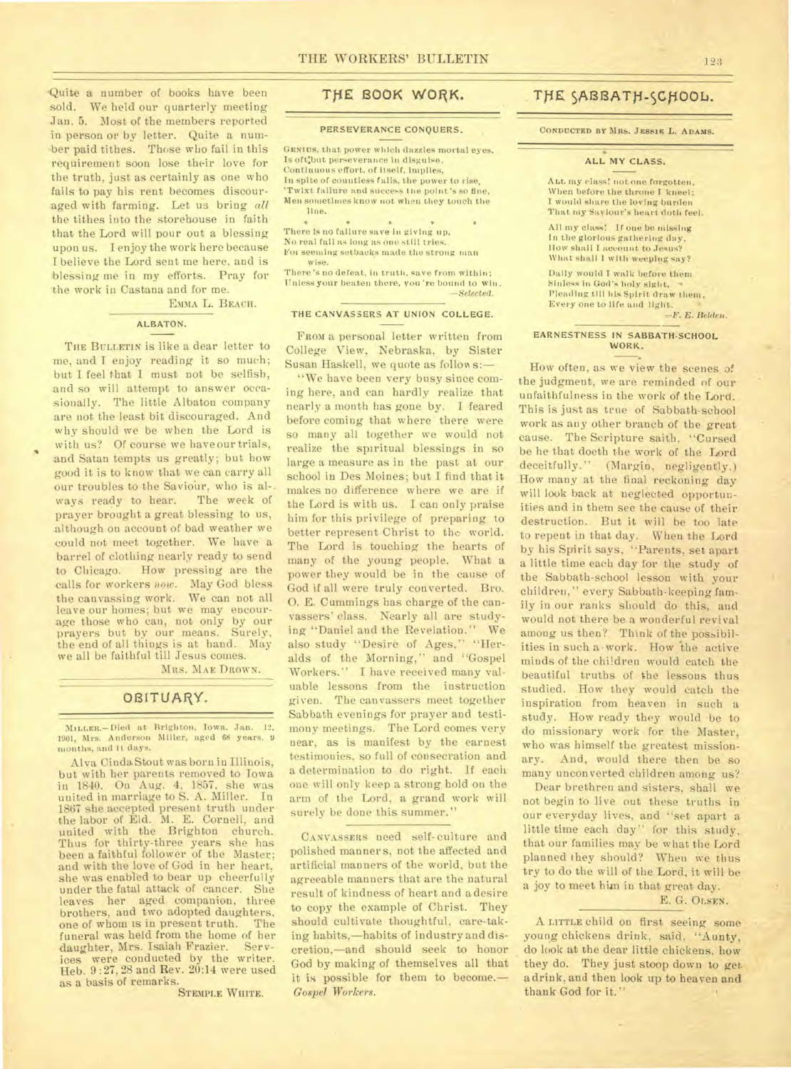Quite a number of books have been sold. We held our quarterly meeting Jan. 5. Most of the members reported in person or by letter. Quite a number paid tithes. Those who fail in this requirement soon lose their love for the truth, just as certainly as one who fails to pay his rent becomes discouraged with farming. Let us bring *all* the tithes into the storehouse in faith that the Lord will pour out a blessing upon us. I enjoy the work here because I believe the Lord sent me here, and is blessing me in my efforts. Pray for the work in Castana and for me.

EMMA L. BEACH.

### ALBATON.

THE BULLETIN is like a dear letter to me, and I enjoy reading it so much; but I feel that I must not be selfish, and so will attempt to answer occasionally. The little Albaton company are not the least bit discouraged. And why should we be when the Lord is with us? Of course we have our trials, and Satan tempts us greatly; but how good it is to know that we can carry all our troubles to the Saviour, who is always ready to hear. The week of prayer brought a great blessing to us, although on account of bad weather we could not meet together. We have a barrel of clothing nearly ready to send to Chicago. How pressing are the calls for workers *now*. May God bless the canvassing work. We can not all leave our homes; but we may encourage those who can, not only by our prayers but by our means. Surely, the end of all things is at hand. May we all be faithful till Jesus comes.

MRS. MAE DROWN.

## OBITUARY.

MILLER.—Died at Brighton, Iowa, Jan. 12, 1901, Mrs. Anderson Miller, aged 68 years, 9 months, and 11 days.

Alva Cinda Stout was born in Illinois, but with her parents removed to Iowa in 1840. On Aug. 4, 1857, she was united in marriage to S. A. Miller. In 1867 she accepted present truth under the labor of Eld. M. E. Cornell, and united with the Brighton church. Thus for thirty-three years she has been a faithful follower of the Master; and with the love of God in her heart, she was enabled to bear up cheerfully under the fatal attack of cancer. She leaves her aged companion, three brothers, and two adopted daughters, one of whom is in present truth. The funeral was held from the home of her daughter, Mrs. Isaiah Frazier. Services were conducted by the writer. Heb. 9:27, 28 and Rev. 20:14 were used as a basis of remarks.

STEMPLE WHITE.

## THE BOOK WORK.

### PERSEVERANCE CONQUERS.

GENIUS, that power which dazzles mortal eyes,
Is oft but perseverance in disguise.
Continuous effort, of itself, implies,
In spite of countless falls, the power to rise,
'Twixt failure and success the point's so fine,
Men sometimes know not when they touch the line.

\* \* \* \* \*

There is no failure save in giving up,
No real fall as long as one still tries,
For seeming setbacks made the strong man wise.
There's no defeat, in truth, save from within;
Unless your beaten there, you're bound to win.

—*Selected.*

### THE CANVASSERS AT UNION COLLEGE.

FROM a personal letter written from College View, Nebraska, by Sister Susan Haskell, we quote as follows:—

"We have been very busy since coming here, and can hardly realize that nearly a month has gone by. I feared before coming that where there were so many all together we would not realize the spiritual blessings in so large a measure as in the past at our school in Des Moines; but I find that it makes no difference where we are if the Lord is with us. I can only praise him for this privilege of preparing to better represent Christ to the world. The Lord is touching the hearts of many of the young people. What a power they would be in the cause of God if all were truly converted. Bro. O. E. Cummings has charge of the canvassers' class. Nearly all are studying "Daniel and the Revelation." We also study "Desire of Ages," "Heralds of the Morning," and "Gospel Workers." I have received many valuable lessons from the instruction given. The canvassers meet together Sabbath evenings for prayer and testimony meetings. The Lord comes very near, as is manifest by the earnest testimonies, so full of consecration and a determination to do right. If each one will only keep a strong hold on the arm of the Lord, a grand work will surely be done this summer."

CANVASSERS need self-culture and polished manners, not the affected and artificial manners of the world, but the agreeable manners that are the natural result of kindness of heart and a desire to copy the example of Christ. They should cultivate thoughtful, care-taking habits,—habits of industry and discretion,—and should seek to honor God by making of themselves all that it is possible for them to become.—*Gospel Workers.*

## THE SABBATH-SCHOOL.

CONDUCTED BY MRS. JESSIE L. ADAMS.

### ALL MY CLASS.

ALL my class! not one forgotten,
When before the throne I kneel;
I would share the loving burden
That my Saviour's heart doth feel.

All my class! If one be missing
In the glorious gathering day,
How shall I account to Jesus?
What shall I with weeping say?

Daily would I walk before them
Sinless in God's holy sight,
Pleading till his Spirit draw them,
Every one to life and light.

—*F. E. Belden.*

### EARNESTNESS IN SABBATH-SCHOOL WORK.

How often, as we view the scenes of the judgment, we are reminded of our unfaithfulness in the work of the Lord. This is just as true of Sabbath-school work as any other branch of the great cause. The Scripture saith, "Cursed be he that doeth the work of the Lord deceitfully." (Margin, negligently.) How many at the final reckoning day will look back at neglected opportunities and in them see the cause of their destruction. But it will be too late to repent in that day. When the Lord by his Spirit says, "Parents, set apart a little time each day for the study of the Sabbath-school lesson with your children," every Sabbath-keeping family in our ranks should do this, and would not there be a wonderful revival among us then? Think of the possibilities in such a work. How the active minds of the children would catch the beautiful truths of the lessons thus studied. How they would catch the inspiration from heaven in such a study. How ready they would be to do missionary work for the Master, who was himself the greatest missionary. And, would there then be so many unconverted children among us?

Dear brethren and sisters, shall we not begin to live out these truths in our everyday lives, and "set apart a little time each day" for this study, that our families may be what the Lord planned they should? When we thus try to do the will of the Lord, it will be a joy to meet him in that great day.

E. G. OLSEN.

A LITTLE child on first seeing some young chickens drink, said, "Aunty, do look at the dear little chickens, how they do. They just stoop down to get a drink, and then look up to heaven and thank God for it."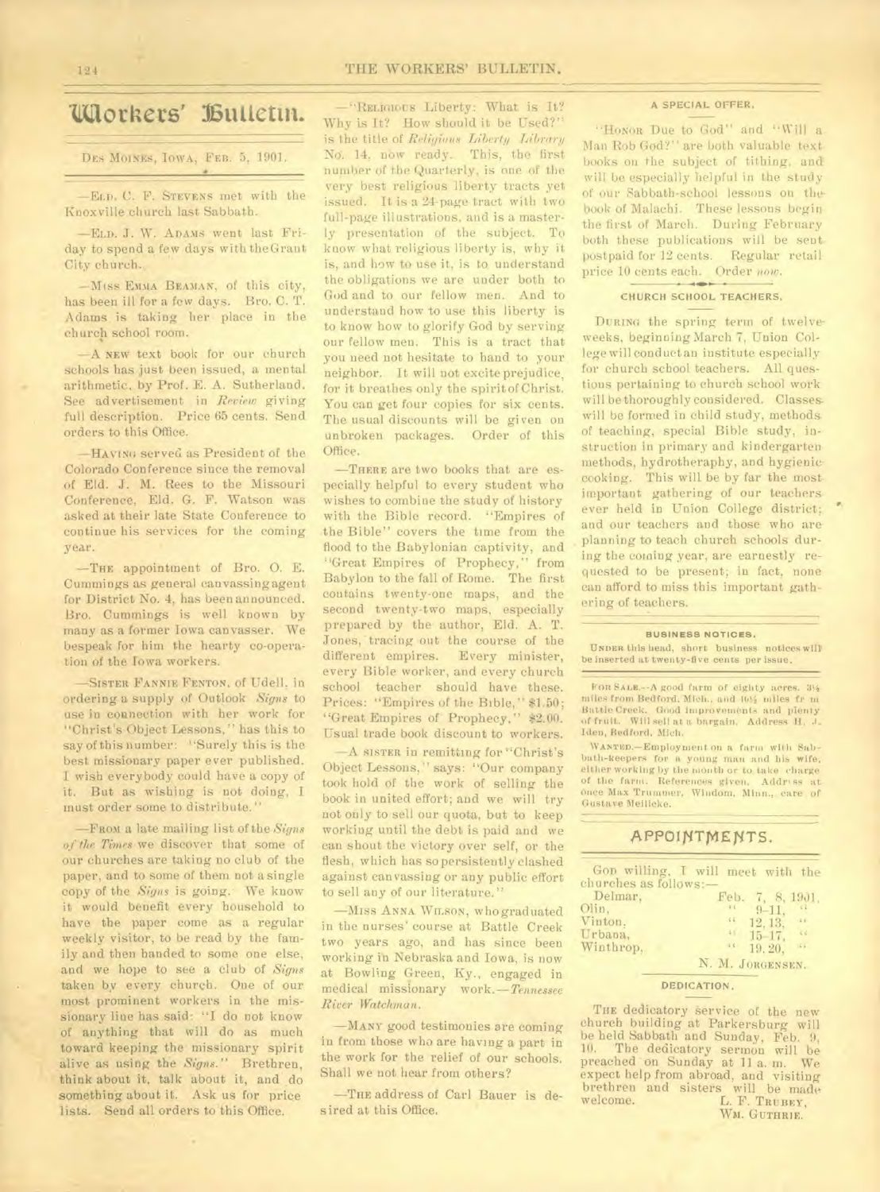# Workers' Bulletin.

DES MOINES, IOWA, FEB. 5, 1901.

—ELD. C. F. STEVENS met with the Knoxville church last Sabbath.

—ELD. J. W. ADAMS went last Friday to spend a few days with the Grant City church.

—MISS EMMA BEAMAN, of this city, has been ill for a few days. Bro. C. T. Adams is taking her place in the church school room.

—A NEW text book for our church schools has just been issued, a mental arithmetic, by Prof. E. A. Sutherland. See advertisement in *Review* giving full description. Price 65 cents. Send orders to this Office.

—HAVING served as President of the Colorado Conference since the removal of Eld. J. M. Rees to the Missouri Conference, Eld. G. F. Watson was asked at their late State Conference to continue his services for the coming year.

—THE appointment of Bro. O. E. Cummings as general canvassing agent for District No. 4, has been announced. Bro. Cummings is well known by many as a former Iowa canvasser. We bespeak for him the hearty co-operation of the Iowa workers.

—SISTER FANNIE FENTON, of Udell, in ordering a supply of Outlook *Signs* to use in connection with her work for "Christ's Object Lessons," has this to say of this number: "Surely this is the best missionary paper ever published. I wish everybody could have a copy of it. But as wishing is not doing, I must order some to distribute."

—FROM a late mailing list of the *Signs of the Times* we discover that some of our churches are taking no club of the paper, and to some of them not a single copy of the *Signs* is going. We know it would benefit every household to have the paper come as a regular weekly visitor, to be read by the family and then handed to some one else, and we hope to see a club of *Signs* taken by every church. One of our most prominent workers in the missionary line has said: "I do not know of anything that will do as much toward keeping the missionary spirit alive as using the *Signs*." Brethren, think about it, talk about it, and do something about it. Ask us for price lists. Send all orders to this Office.

—"RELIGIOUS Liberty: What is It? Why is It? How should it be Used?" is the title of *Religious Liberty Library* No. 14, now ready. This, the first number of the Quarterly, is one of the very best religious liberty tracts yet issued. It is a 24-page tract with two full-page illustrations, and is a masterly presentation of the subject. To know what religious liberty is, why it is, and how to use it, is to understand the obligations we are under both to God and to our fellow men. And to understand how to use this liberty is to know how to glorify God by serving our fellow men. This is a tract that you need not hesitate to hand to your neighbor. It will not excite prejudice, for it breathes only the spirit of Christ. You can get four copies for six cents. The usual discounts will be given on unbroken packages. Order of this Office.

—THERE are two books that are especially helpful to every student who wishes to combine the study of history with the Bible record. "Empires of the Bible" covers the time from the flood to the Babylonian captivity, and "Great Empires of Prophecy," from Babylon to the fall of Rome. The first contains twenty-one maps, and the second twenty-two maps, especially prepared by the author, Eld. A. T. Jones, tracing out the course of the different empires. Every minister, every Bible worker, and every church school teacher should have these. Prices: "Empires of the Bible," $1.50; "Great Empires of Prophecy," $2.00. Usual trade book discount to workers.

—A SISTER in remitting for "Christ's Object Lessons," says: "Our company took hold of the work of selling the book in united effort; and we will try not only to sell our quota, but to keep working until the debt is paid and we can shout the victory over self, or the flesh, which has so persistently clashed against canvassing or any public effort to sell any of our literature."

—MISS ANNA WILSON, who graduated in the nurses' course at Battle Creek two years ago, and has since been working in Nebraska and Iowa, is now at Bowling Green, Ky., engaged in medical missionary work.—*Tennessee River Watchman.*

—MANY good testimonies are coming in from those who are having a part in the work for the relief of our schools. Shall we not hear from others?

—THE address of Carl Bauer is desired at this Office.

### A SPECIAL OFFER.

"HONOR Due to God" and "Will a Man Rob God?" are both valuable text books on the subject of tithing, and will be especially helpful in the study of our Sabbath-school lessons on the book of Malachi. These lessons begin the first of March. During February both these publications will be sent postpaid for 12 cents. Regular retail price 10 cents each. Order *now*.

### CHURCH SCHOOL TEACHERS.

DURING the spring term of twelve weeks, beginning March 7, Union College will conduct an institute especially for church school teachers. All questions pertaining to church school work will be thoroughly considered. Classes will be formed in child study, methods of teaching, special Bible study, instruction in primary and kindergarten methods, hydrotheraphy, and hygienic cooking. This will be by far the most important gathering of our teachers ever held in Union College district; and our teachers and those who are planning to teach church schools during the coming year, are earnestly requested to be present; in fact, none can afford to miss this important gathering of teachers.

### BUSINESS NOTICES.

UNDER this head, short business notices will be inserted at twenty-five cents per issue.

FOR SALE.—A good farm of eighty acres, 3½ miles from Bedford, Mich., and 10½ miles fr m Battle Creek. Good improvements and plenty of fruit. Will sell at a bargain. Address H. J. Iden, Bedford, Mich.

WANTED.—Employment on a farm with Sabbath-keepers for a young man and his wife, either working by the month or to take charge of the farm. References given. Address at once Max Trummer, Windom, Minn., care of Gustave Meilicke.

## APPOINTMENTS.

GOD willing, I will meet with the churches as follows:—

| | |
|---|---|
| Delmar, | Feb. 7, 8, 1901. |
| Olin, | " 9–11, " |
| Vinton, | " 12, 13, " |
| Urbana, | " 15–17, " |
| Winthrop, | " 19, 20, " |

N. M. JORGENSEN.

### DEDICATION.

THE dedicatory service of the new church building at Parkersburg will be held Sabbath and Sunday, Feb. 9, 10. The dedicatory sermon will be preached on Sunday at 11 a. m. We expect help from abroad, and visiting brethren and sisters will be made welcome.

L. F. TRUBEY,
WM. GUTHRIE.